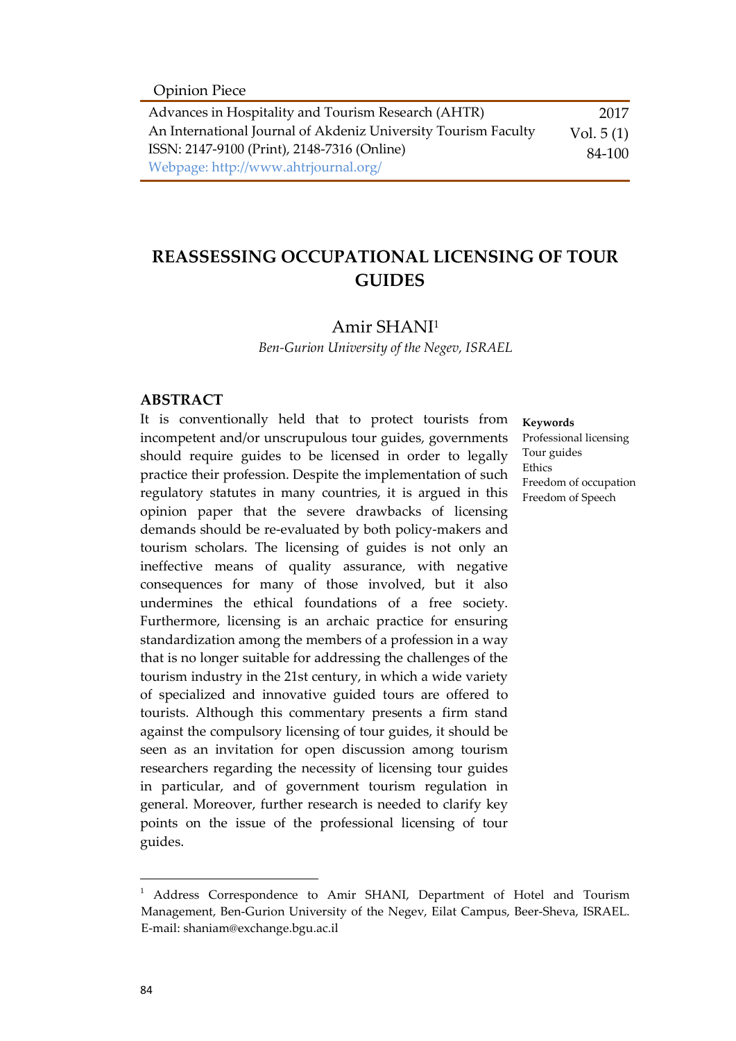Opinion Piece

Advances in Hospitality and Tourism Research (AHTR)
An International Journal of Akdeniz University Tourism Faculty
ISSN: 2147-9100 (Print), 2148-7316 (Online)
Webpage: http://www.ahtrjournal.org/

2017
Vol. 5 (1)
84-100

# REASSESSING OCCUPATIONAL LICENSING OF TOUR GUIDES

Amir SHANI[1]

*Ben-Gurion University of the Negev, ISRAEL*

## ABSTRACT

It is conventionally held that to protect tourists from incompetent and/or unscrupulous tour guides, governments should require guides to be licensed in order to legally practice their profession. Despite the implementation of such regulatory statutes in many countries, it is argued in this opinion paper that the severe drawbacks of licensing demands should be re-evaluated by both policy-makers and tourism scholars. The licensing of guides is not only an ineffective means of quality assurance, with negative consequences for many of those involved, but it also undermines the ethical foundations of a free society. Furthermore, licensing is an archaic practice for ensuring standardization among the members of a profession in a way that is no longer suitable for addressing the challenges of the tourism industry in the 21st century, in which a wide variety of specialized and innovative guided tours are offered to tourists. Although this commentary presents a firm stand against the compulsory licensing of tour guides, it should be seen as an invitation for open discussion among tourism researchers regarding the necessity of licensing tour guides in particular, and of government tourism regulation in general. Moreover, further research is needed to clarify key points on the issue of the professional licensing of tour guides.

**Keywords**
Professional licensing
Tour guides
Ethics
Freedom of occupation
Freedom of Speech

---

[1] Address Correspondence to Amir SHANI, Department of Hotel and Tourism Management, Ben-Gurion University of the Negev, Eilat Campus, Beer-Sheva, ISRAEL. E-mail: shaniam@exchange.bgu.ac.il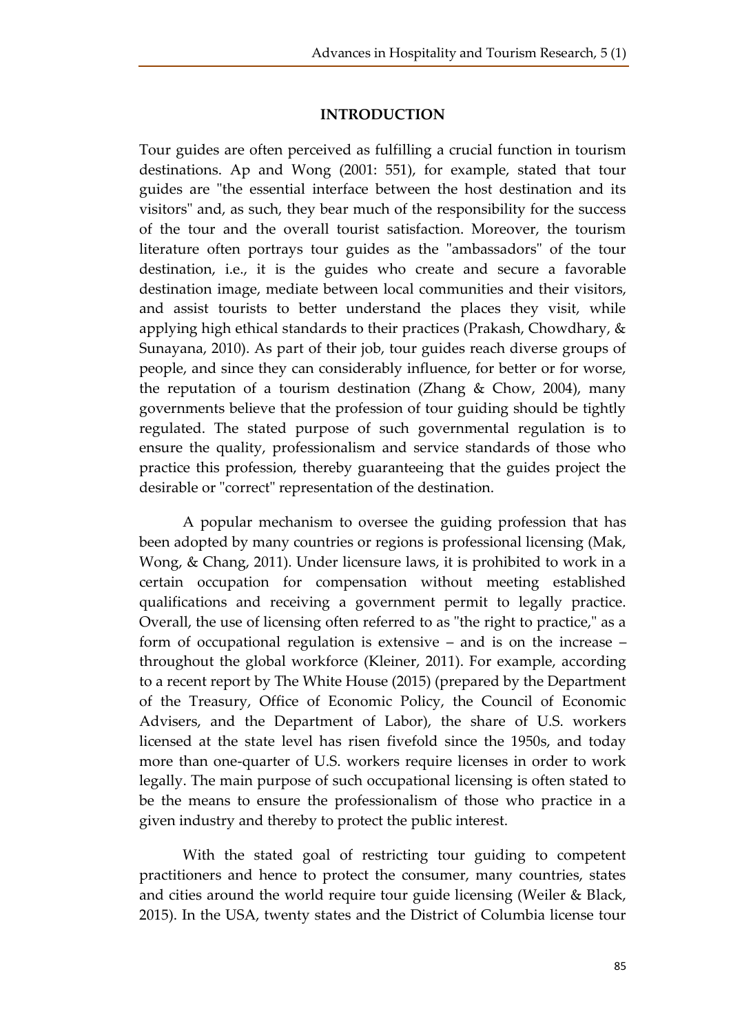## INTRODUCTION

Tour guides are often perceived as fulfilling a crucial function in tourism destinations. Ap and Wong (2001: 551), for example, stated that tour guides are "the essential interface between the host destination and its visitors" and, as such, they bear much of the responsibility for the success of the tour and the overall tourist satisfaction. Moreover, the tourism literature often portrays tour guides as the "ambassadors" of the tour destination, i.e., it is the guides who create and secure a favorable destination image, mediate between local communities and their visitors, and assist tourists to better understand the places they visit, while applying high ethical standards to their practices (Prakash, Chowdhary, & Sunayana, 2010). As part of their job, tour guides reach diverse groups of people, and since they can considerably influence, for better or for worse, the reputation of a tourism destination (Zhang & Chow, 2004), many governments believe that the profession of tour guiding should be tightly regulated. The stated purpose of such governmental regulation is to ensure the quality, professionalism and service standards of those who practice this profession, thereby guaranteeing that the guides project the desirable or "correct" representation of the destination.

A popular mechanism to oversee the guiding profession that has been adopted by many countries or regions is professional licensing (Mak, Wong, & Chang, 2011). Under licensure laws, it is prohibited to work in a certain occupation for compensation without meeting established qualifications and receiving a government permit to legally practice. Overall, the use of licensing often referred to as "the right to practice," as a form of occupational regulation is extensive – and is on the increase – throughout the global workforce (Kleiner, 2011). For example, according to a recent report by The White House (2015) (prepared by the Department of the Treasury, Office of Economic Policy, the Council of Economic Advisers, and the Department of Labor), the share of U.S. workers licensed at the state level has risen fivefold since the 1950s, and today more than one-quarter of U.S. workers require licenses in order to work legally. The main purpose of such occupational licensing is often stated to be the means to ensure the professionalism of those who practice in a given industry and thereby to protect the public interest.

With the stated goal of restricting tour guiding to competent practitioners and hence to protect the consumer, many countries, states and cities around the world require tour guide licensing (Weiler & Black, 2015). In the USA, twenty states and the District of Columbia license tour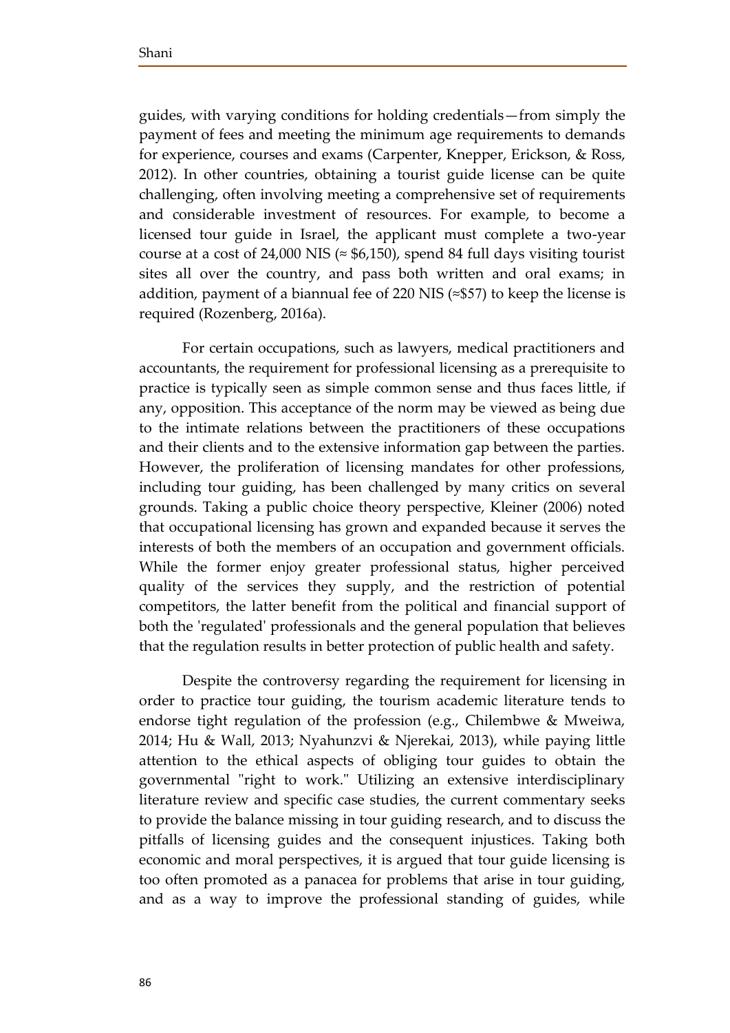guides, with varying conditions for holding credentials—from simply the payment of fees and meeting the minimum age requirements to demands for experience, courses and exams (Carpenter, Knepper, Erickson, & Ross, 2012). In other countries, obtaining a tourist guide license can be quite challenging, often involving meeting a comprehensive set of requirements and considerable investment of resources. For example, to become a licensed tour guide in Israel, the applicant must complete a two-year course at a cost of 24,000 NIS (≈ $6,150), spend 84 full days visiting tourist sites all over the country, and pass both written and oral exams; in addition, payment of a biannual fee of 220 NIS (≈$57) to keep the license is required (Rozenberg, 2016a).

For certain occupations, such as lawyers, medical practitioners and accountants, the requirement for professional licensing as a prerequisite to practice is typically seen as simple common sense and thus faces little, if any, opposition. This acceptance of the norm may be viewed as being due to the intimate relations between the practitioners of these occupations and their clients and to the extensive information gap between the parties. However, the proliferation of licensing mandates for other professions, including tour guiding, has been challenged by many critics on several grounds. Taking a public choice theory perspective, Kleiner (2006) noted that occupational licensing has grown and expanded because it serves the interests of both the members of an occupation and government officials. While the former enjoy greater professional status, higher perceived quality of the services they supply, and the restriction of potential competitors, the latter benefit from the political and financial support of both the 'regulated' professionals and the general population that believes that the regulation results in better protection of public health and safety.

Despite the controversy regarding the requirement for licensing in order to practice tour guiding, the tourism academic literature tends to endorse tight regulation of the profession (e.g., Chilembwe & Mweiwa, 2014; Hu & Wall, 2013; Nyahunzvi & Njerekai, 2013), while paying little attention to the ethical aspects of obliging tour guides to obtain the governmental "right to work." Utilizing an extensive interdisciplinary literature review and specific case studies, the current commentary seeks to provide the balance missing in tour guiding research, and to discuss the pitfalls of licensing guides and the consequent injustices. Taking both economic and moral perspectives, it is argued that tour guide licensing is too often promoted as a panacea for problems that arise in tour guiding, and as a way to improve the professional standing of guides, while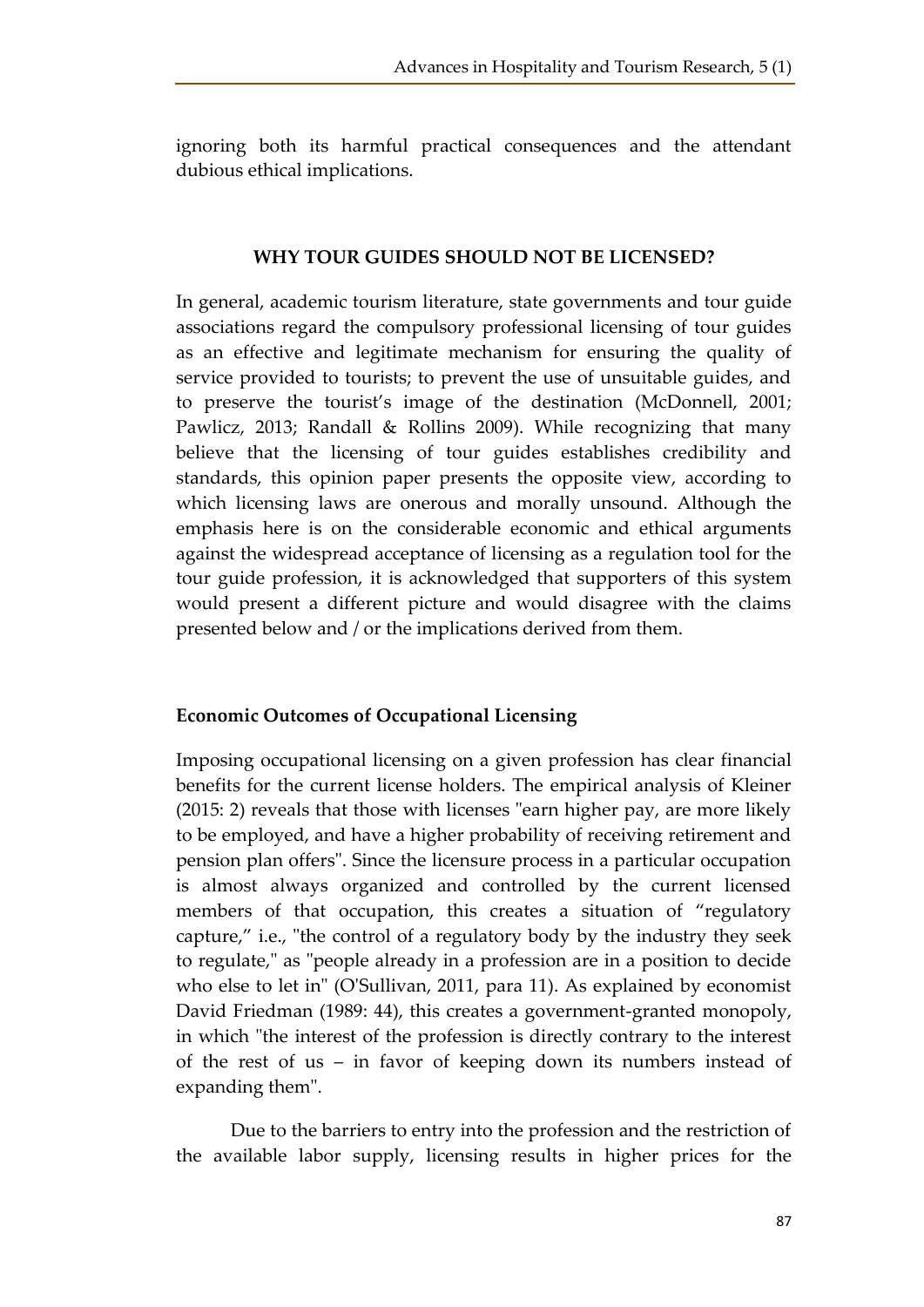ignoring both its harmful practical consequences and the attendant dubious ethical implications.

## WHY TOUR GUIDES SHOULD NOT BE LICENSED?

In general, academic tourism literature, state governments and tour guide associations regard the compulsory professional licensing of tour guides as an effective and legitimate mechanism for ensuring the quality of service provided to tourists; to prevent the use of unsuitable guides, and to preserve the tourist's image of the destination (McDonnell, 2001; Pawlicz, 2013; Randall & Rollins 2009). While recognizing that many believe that the licensing of tour guides establishes credibility and standards, this opinion paper presents the opposite view, according to which licensing laws are onerous and morally unsound. Although the emphasis here is on the considerable economic and ethical arguments against the widespread acceptance of licensing as a regulation tool for the tour guide profession, it is acknowledged that supporters of this system would present a different picture and would disagree with the claims presented below and / or the implications derived from them.

### Economic Outcomes of Occupational Licensing

Imposing occupational licensing on a given profession has clear financial benefits for the current license holders. The empirical analysis of Kleiner (2015: 2) reveals that those with licenses "earn higher pay, are more likely to be employed, and have a higher probability of receiving retirement and pension plan offers". Since the licensure process in a particular occupation is almost always organized and controlled by the current licensed members of that occupation, this creates a situation of "regulatory capture," i.e., "the control of a regulatory body by the industry they seek to regulate," as "people already in a profession are in a position to decide who else to let in" (O'Sullivan, 2011, para 11). As explained by economist David Friedman (1989: 44), this creates a government-granted monopoly, in which "the interest of the profession is directly contrary to the interest of the rest of us – in favor of keeping down its numbers instead of expanding them".

Due to the barriers to entry into the profession and the restriction of the available labor supply, licensing results in higher prices for the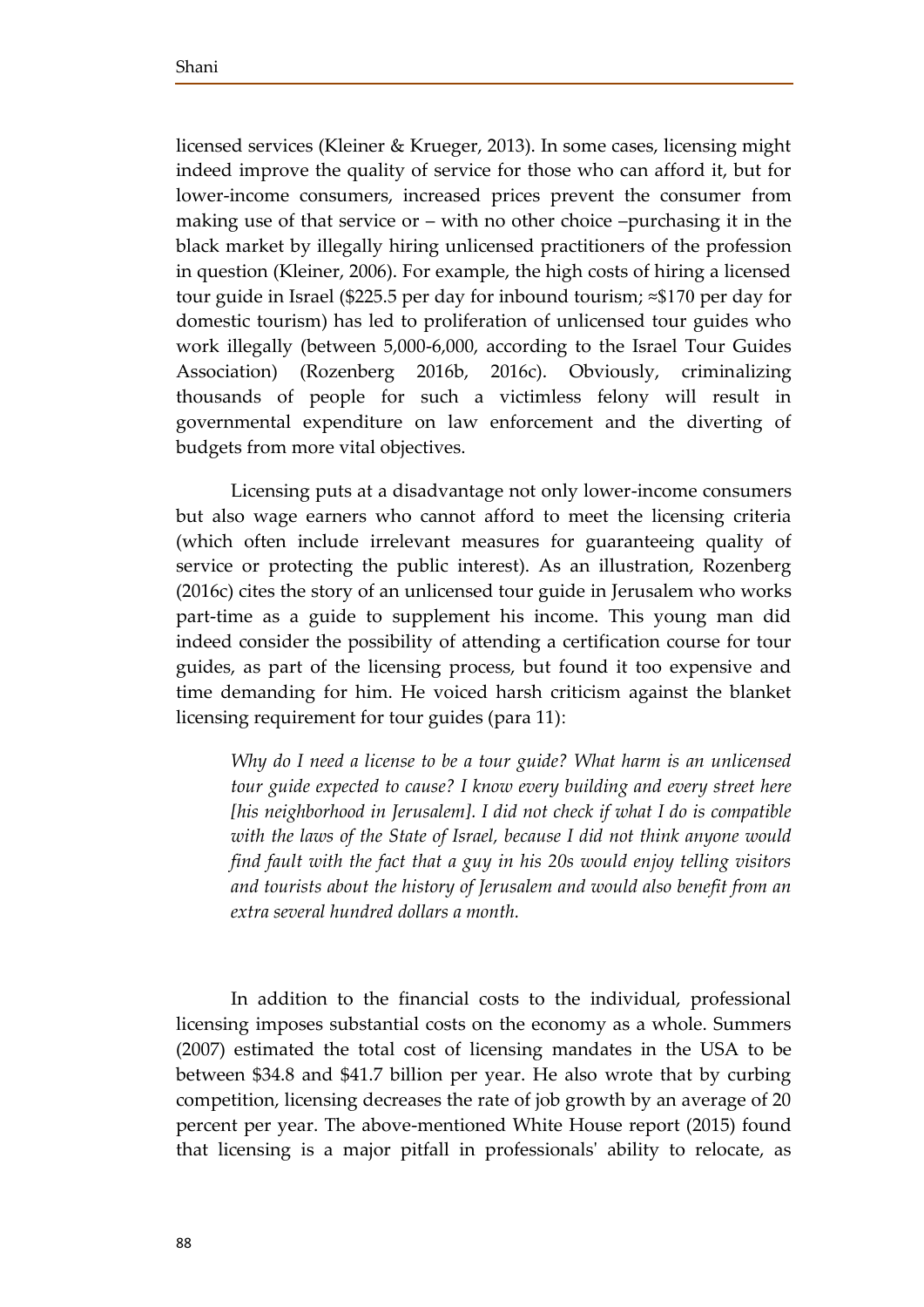licensed services (Kleiner & Krueger, 2013). In some cases, licensing might indeed improve the quality of service for those who can afford it, but for lower-income consumers, increased prices prevent the consumer from making use of that service or – with no other choice –purchasing it in the black market by illegally hiring unlicensed practitioners of the profession in question (Kleiner, 2006). For example, the high costs of hiring a licensed tour guide in Israel ($225.5 per day for inbound tourism; ≈$170 per day for domestic tourism) has led to proliferation of unlicensed tour guides who work illegally (between 5,000-6,000, according to the Israel Tour Guides Association) (Rozenberg 2016b, 2016c). Obviously, criminalizing thousands of people for such a victimless felony will result in governmental expenditure on law enforcement and the diverting of budgets from more vital objectives.

Licensing puts at a disadvantage not only lower-income consumers but also wage earners who cannot afford to meet the licensing criteria (which often include irrelevant measures for guaranteeing quality of service or protecting the public interest). As an illustration, Rozenberg (2016c) cites the story of an unlicensed tour guide in Jerusalem who works part-time as a guide to supplement his income. This young man did indeed consider the possibility of attending a certification course for tour guides, as part of the licensing process, but found it too expensive and time demanding for him. He voiced harsh criticism against the blanket licensing requirement for tour guides (para 11):

> *Why do I need a license to be a tour guide? What harm is an unlicensed tour guide expected to cause? I know every building and every street here [his neighborhood in Jerusalem]. I did not check if what I do is compatible with the laws of the State of Israel, because I did not think anyone would find fault with the fact that a guy in his 20s would enjoy telling visitors and tourists about the history of Jerusalem and would also benefit from an extra several hundred dollars a month.*

In addition to the financial costs to the individual, professional licensing imposes substantial costs on the economy as a whole. Summers (2007) estimated the total cost of licensing mandates in the USA to be between $34.8 and $41.7 billion per year. He also wrote that by curbing competition, licensing decreases the rate of job growth by an average of 20 percent per year. The above-mentioned White House report (2015) found that licensing is a major pitfall in professionals' ability to relocate, as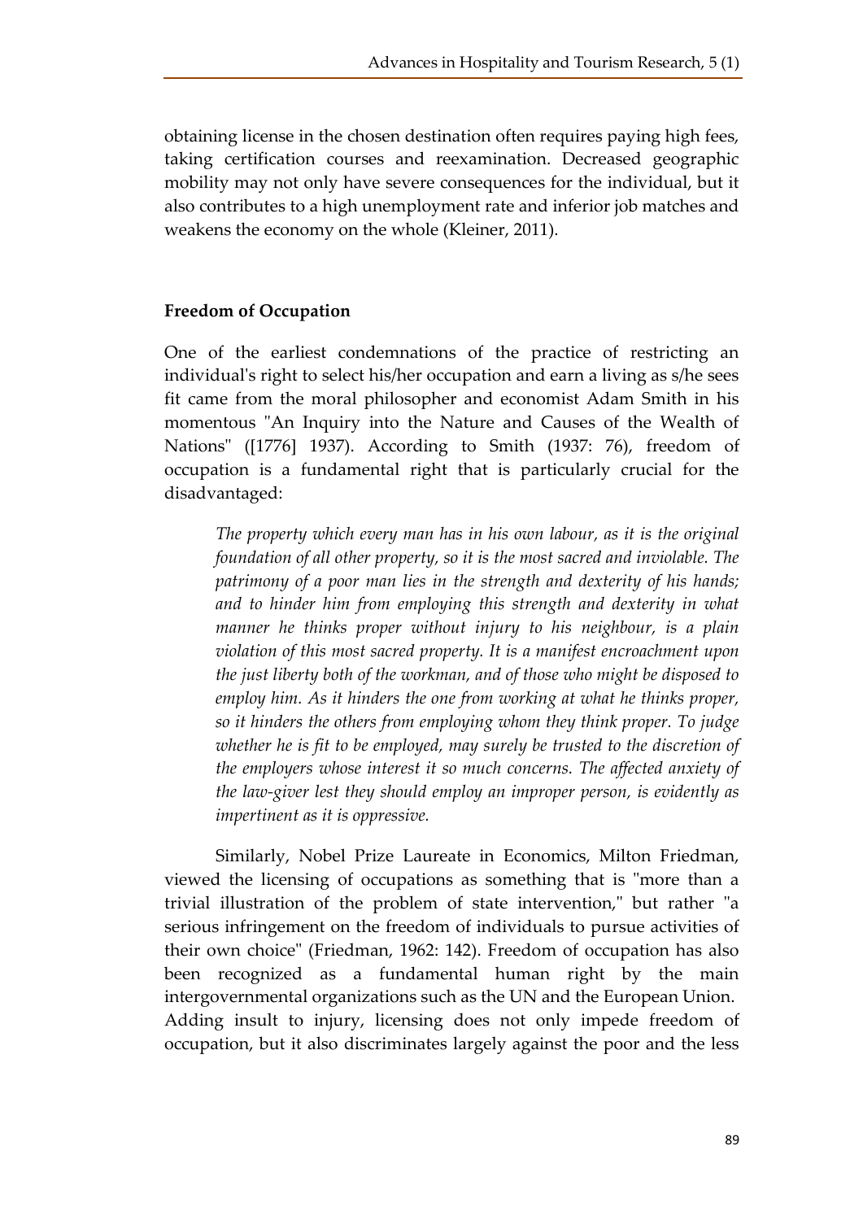obtaining license in the chosen destination often requires paying high fees, taking certification courses and reexamination. Decreased geographic mobility may not only have severe consequences for the individual, but it also contributes to a high unemployment rate and inferior job matches and weakens the economy on the whole (Kleiner, 2011).

### Freedom of Occupation

One of the earliest condemnations of the practice of restricting an individual's right to select his/her occupation and earn a living as s/he sees fit came from the moral philosopher and economist Adam Smith in his momentous "An Inquiry into the Nature and Causes of the Wealth of Nations" ([1776] 1937). According to Smith (1937: 76), freedom of occupation is a fundamental right that is particularly crucial for the disadvantaged:

> *The property which every man has in his own labour, as it is the original foundation of all other property, so it is the most sacred and inviolable. The patrimony of a poor man lies in the strength and dexterity of his hands; and to hinder him from employing this strength and dexterity in what manner he thinks proper without injury to his neighbour, is a plain violation of this most sacred property. It is a manifest encroachment upon the just liberty both of the workman, and of those who might be disposed to employ him. As it hinders the one from working at what he thinks proper, so it hinders the others from employing whom they think proper. To judge whether he is fit to be employed, may surely be trusted to the discretion of the employers whose interest it so much concerns. The affected anxiety of the law-giver lest they should employ an improper person, is evidently as impertinent as it is oppressive.*

Similarly, Nobel Prize Laureate in Economics, Milton Friedman, viewed the licensing of occupations as something that is "more than a trivial illustration of the problem of state intervention," but rather "a serious infringement on the freedom of individuals to pursue activities of their own choice" (Friedman, 1962: 142). Freedom of occupation has also been recognized as a fundamental human right by the main intergovernmental organizations such as the UN and the European Union. Adding insult to injury, licensing does not only impede freedom of occupation, but it also discriminates largely against the poor and the less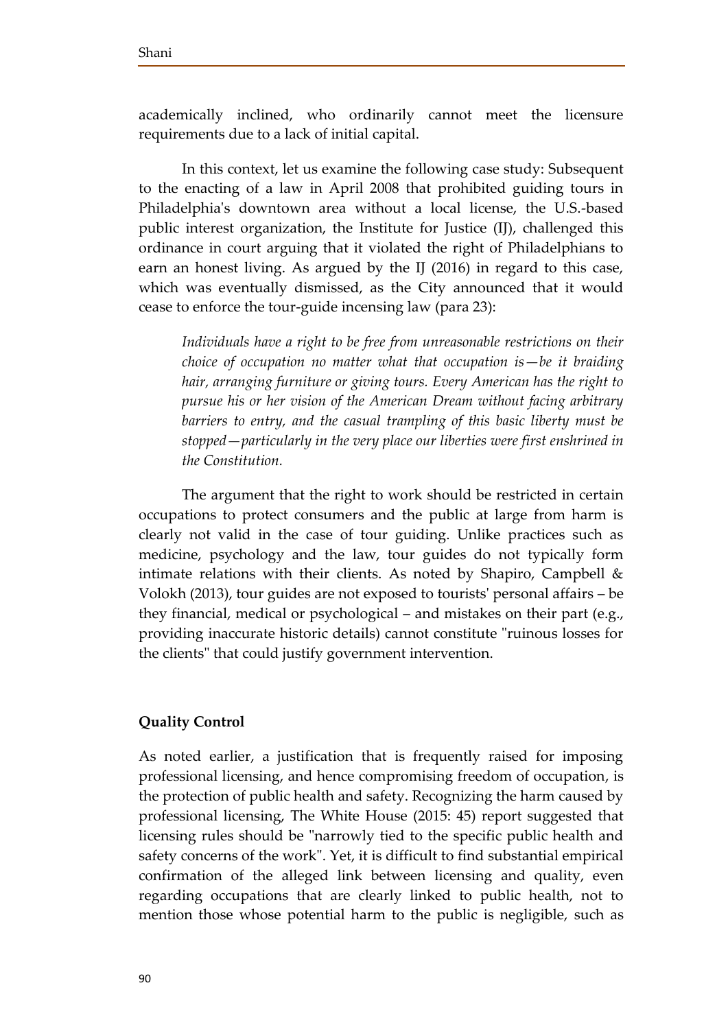academically inclined, who ordinarily cannot meet the licensure requirements due to a lack of initial capital.

In this context, let us examine the following case study: Subsequent to the enacting of a law in April 2008 that prohibited guiding tours in Philadelphia's downtown area without a local license, the U.S.-based public interest organization, the Institute for Justice (IJ), challenged this ordinance in court arguing that it violated the right of Philadelphians to earn an honest living. As argued by the IJ (2016) in regard to this case, which was eventually dismissed, as the City announced that it would cease to enforce the tour-guide incensing law (para 23):

> *Individuals have a right to be free from unreasonable restrictions on their choice of occupation no matter what that occupation is—be it braiding hair, arranging furniture or giving tours. Every American has the right to pursue his or her vision of the American Dream without facing arbitrary barriers to entry, and the casual trampling of this basic liberty must be stopped—particularly in the very place our liberties were first enshrined in the Constitution.*

The argument that the right to work should be restricted in certain occupations to protect consumers and the public at large from harm is clearly not valid in the case of tour guiding. Unlike practices such as medicine, psychology and the law, tour guides do not typically form intimate relations with their clients. As noted by Shapiro, Campbell & Volokh (2013), tour guides are not exposed to tourists' personal affairs – be they financial, medical or psychological – and mistakes on their part (e.g., providing inaccurate historic details) cannot constitute "ruinous losses for the clients" that could justify government intervention.

## Quality Control

As noted earlier, a justification that is frequently raised for imposing professional licensing, and hence compromising freedom of occupation, is the protection of public health and safety. Recognizing the harm caused by professional licensing, The White House (2015: 45) report suggested that licensing rules should be "narrowly tied to the specific public health and safety concerns of the work". Yet, it is difficult to find substantial empirical confirmation of the alleged link between licensing and quality, even regarding occupations that are clearly linked to public health, not to mention those whose potential harm to the public is negligible, such as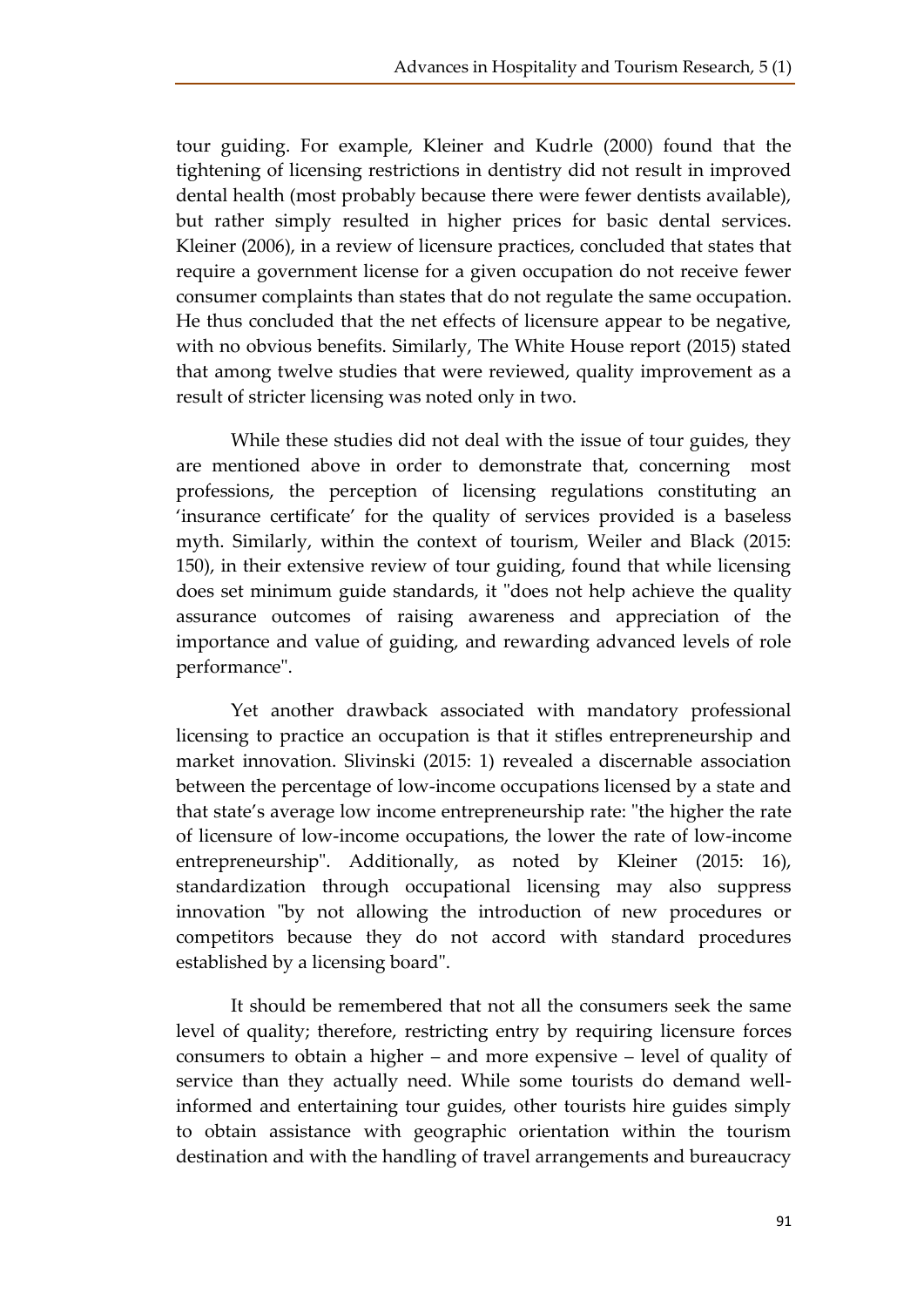tour guiding. For example, Kleiner and Kudrle (2000) found that the tightening of licensing restrictions in dentistry did not result in improved dental health (most probably because there were fewer dentists available), but rather simply resulted in higher prices for basic dental services. Kleiner (2006), in a review of licensure practices, concluded that states that require a government license for a given occupation do not receive fewer consumer complaints than states that do not regulate the same occupation. He thus concluded that the net effects of licensure appear to be negative, with no obvious benefits. Similarly, The White House report (2015) stated that among twelve studies that were reviewed, quality improvement as a result of stricter licensing was noted only in two.

While these studies did not deal with the issue of tour guides, they are mentioned above in order to demonstrate that, concerning most professions, the perception of licensing regulations constituting an 'insurance certificate' for the quality of services provided is a baseless myth. Similarly, within the context of tourism, Weiler and Black (2015: 150), in their extensive review of tour guiding, found that while licensing does set minimum guide standards, it "does not help achieve the quality assurance outcomes of raising awareness and appreciation of the importance and value of guiding, and rewarding advanced levels of role performance".

Yet another drawback associated with mandatory professional licensing to practice an occupation is that it stifles entrepreneurship and market innovation. Slivinski (2015: 1) revealed a discernable association between the percentage of low-income occupations licensed by a state and that state's average low income entrepreneurship rate: "the higher the rate of licensure of low-income occupations, the lower the rate of low-income entrepreneurship". Additionally, as noted by Kleiner (2015: 16), standardization through occupational licensing may also suppress innovation "by not allowing the introduction of new procedures or competitors because they do not accord with standard procedures established by a licensing board".

It should be remembered that not all the consumers seek the same level of quality; therefore, restricting entry by requiring licensure forces consumers to obtain a higher – and more expensive – level of quality of service than they actually need. While some tourists do demand well-informed and entertaining tour guides, other tourists hire guides simply to obtain assistance with geographic orientation within the tourism destination and with the handling of travel arrangements and bureaucracy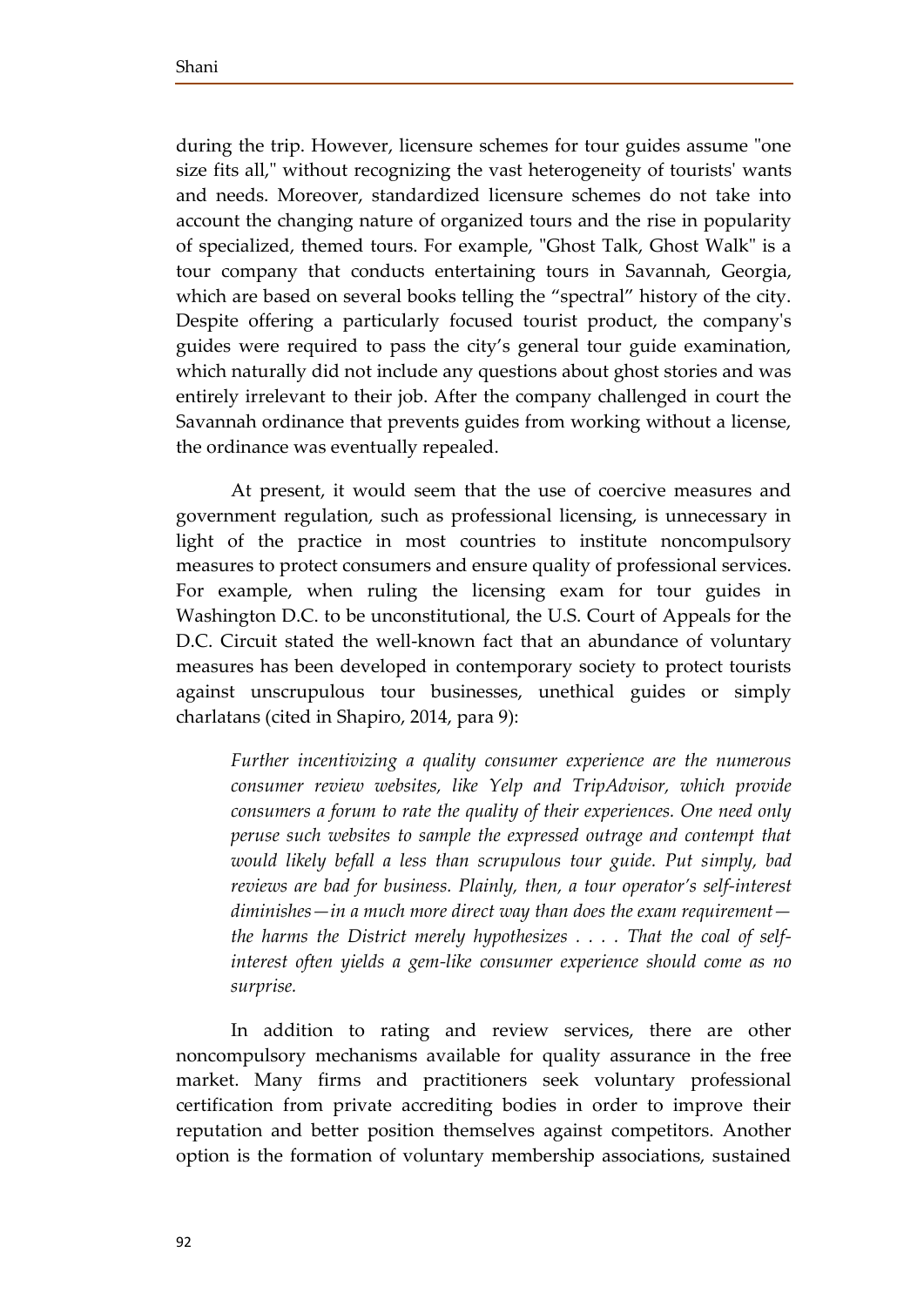during the trip. However, licensure schemes for tour guides assume "one size fits all," without recognizing the vast heterogeneity of tourists' wants and needs. Moreover, standardized licensure schemes do not take into account the changing nature of organized tours and the rise in popularity of specialized, themed tours. For example, "Ghost Talk, Ghost Walk" is a tour company that conducts entertaining tours in Savannah, Georgia, which are based on several books telling the "spectral" history of the city. Despite offering a particularly focused tourist product, the company's guides were required to pass the city's general tour guide examination, which naturally did not include any questions about ghost stories and was entirely irrelevant to their job. After the company challenged in court the Savannah ordinance that prevents guides from working without a license, the ordinance was eventually repealed.

At present, it would seem that the use of coercive measures and government regulation, such as professional licensing, is unnecessary in light of the practice in most countries to institute noncompulsory measures to protect consumers and ensure quality of professional services. For example, when ruling the licensing exam for tour guides in Washington D.C. to be unconstitutional, the U.S. Court of Appeals for the D.C. Circuit stated the well-known fact that an abundance of voluntary measures has been developed in contemporary society to protect tourists against unscrupulous tour businesses, unethical guides or simply charlatans (cited in Shapiro, 2014, para 9):

> *Further incentivizing a quality consumer experience are the numerous consumer review websites, like Yelp and TripAdvisor, which provide consumers a forum to rate the quality of their experiences. One need only peruse such websites to sample the expressed outrage and contempt that would likely befall a less than scrupulous tour guide. Put simply, bad reviews are bad for business. Plainly, then, a tour operator's self-interest diminishes—in a much more direct way than does the exam requirement—the harms the District merely hypothesizes . . . . That the coal of self-interest often yields a gem-like consumer experience should come as no surprise.*

In addition to rating and review services, there are other noncompulsory mechanisms available for quality assurance in the free market. Many firms and practitioners seek voluntary professional certification from private accrediting bodies in order to improve their reputation and better position themselves against competitors. Another option is the formation of voluntary membership associations, sustained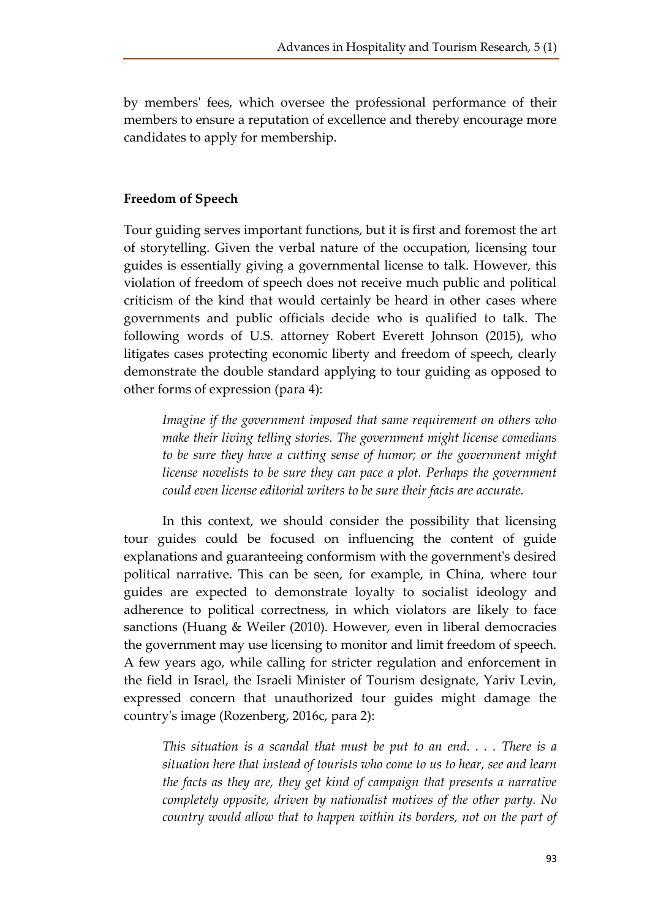by members' fees, which oversee the professional performance of their members to ensure a reputation of excellence and thereby encourage more candidates to apply for membership.

## Freedom of Speech

Tour guiding serves important functions, but it is first and foremost the art of storytelling. Given the verbal nature of the occupation, licensing tour guides is essentially giving a governmental license to talk. However, this violation of freedom of speech does not receive much public and political criticism of the kind that would certainly be heard in other cases where governments and public officials decide who is qualified to talk. The following words of U.S. attorney Robert Everett Johnson (2015), who litigates cases protecting economic liberty and freedom of speech, clearly demonstrate the double standard applying to tour guiding as opposed to other forms of expression (para 4):

> *Imagine if the government imposed that same requirement on others who make their living telling stories. The government might license comedians to be sure they have a cutting sense of humor; or the government might license novelists to be sure they can pace a plot. Perhaps the government could even license editorial writers to be sure their facts are accurate.*

In this context, we should consider the possibility that licensing tour guides could be focused on influencing the content of guide explanations and guaranteeing conformism with the government's desired political narrative. This can be seen, for example, in China, where tour guides are expected to demonstrate loyalty to socialist ideology and adherence to political correctness, in which violators are likely to face sanctions (Huang & Weiler (2010). However, even in liberal democracies the government may use licensing to monitor and limit freedom of speech. A few years ago, while calling for stricter regulation and enforcement in the field in Israel, the Israeli Minister of Tourism designate, Yariv Levin, expressed concern that unauthorized tour guides might damage the country's image (Rozenberg, 2016c, para 2):

> *This situation is a scandal that must be put to an end. . . . There is a situation here that instead of tourists who come to us to hear, see and learn the facts as they are, they get kind of campaign that presents a narrative completely opposite, driven by nationalist motives of the other party. No country would allow that to happen within its borders, not on the part of*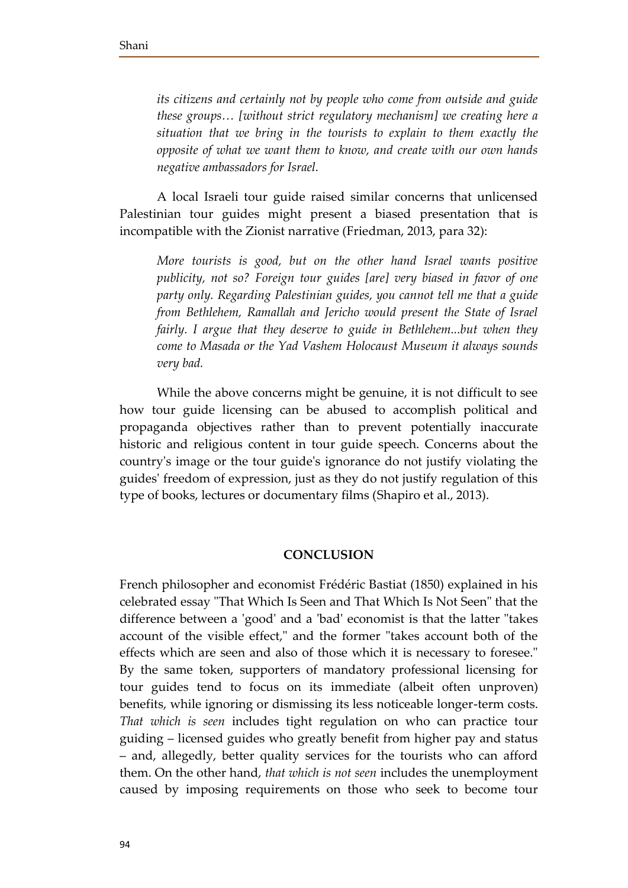> *its citizens and certainly not by people who come from outside and guide these groups… [without strict regulatory mechanism] we creating here a situation that we bring in the tourists to explain to them exactly the opposite of what we want them to know, and create with our own hands negative ambassadors for Israel.*

A local Israeli tour guide raised similar concerns that unlicensed Palestinian tour guides might present a biased presentation that is incompatible with the Zionist narrative (Friedman, 2013, para 32):

> *More tourists is good, but on the other hand Israel wants positive publicity, not so? Foreign tour guides [are] very biased in favor of one party only. Regarding Palestinian guides, you cannot tell me that a guide from Bethlehem, Ramallah and Jericho would present the State of Israel fairly. I argue that they deserve to guide in Bethlehem...but when they come to Masada or the Yad Vashem Holocaust Museum it always sounds very bad.*

While the above concerns might be genuine, it is not difficult to see how tour guide licensing can be abused to accomplish political and propaganda objectives rather than to prevent potentially inaccurate historic and religious content in tour guide speech. Concerns about the country's image or the tour guide's ignorance do not justify violating the guides' freedom of expression, just as they do not justify regulation of this type of books, lectures or documentary films (Shapiro et al., 2013).

## CONCLUSION

French philosopher and economist Frédéric Bastiat (1850) explained in his celebrated essay "That Which Is Seen and That Which Is Not Seen" that the difference between a 'good' and a 'bad' economist is that the latter "takes account of the visible effect," and the former "takes account both of the effects which are seen and also of those which it is necessary to foresee." By the same token, supporters of mandatory professional licensing for tour guides tend to focus on its immediate (albeit often unproven) benefits, while ignoring or dismissing its less noticeable longer-term costs. *That which is seen* includes tight regulation on who can practice tour guiding – licensed guides who greatly benefit from higher pay and status – and, allegedly, better quality services for the tourists who can afford them. On the other hand, *that which is not seen* includes the unemployment caused by imposing requirements on those who seek to become tour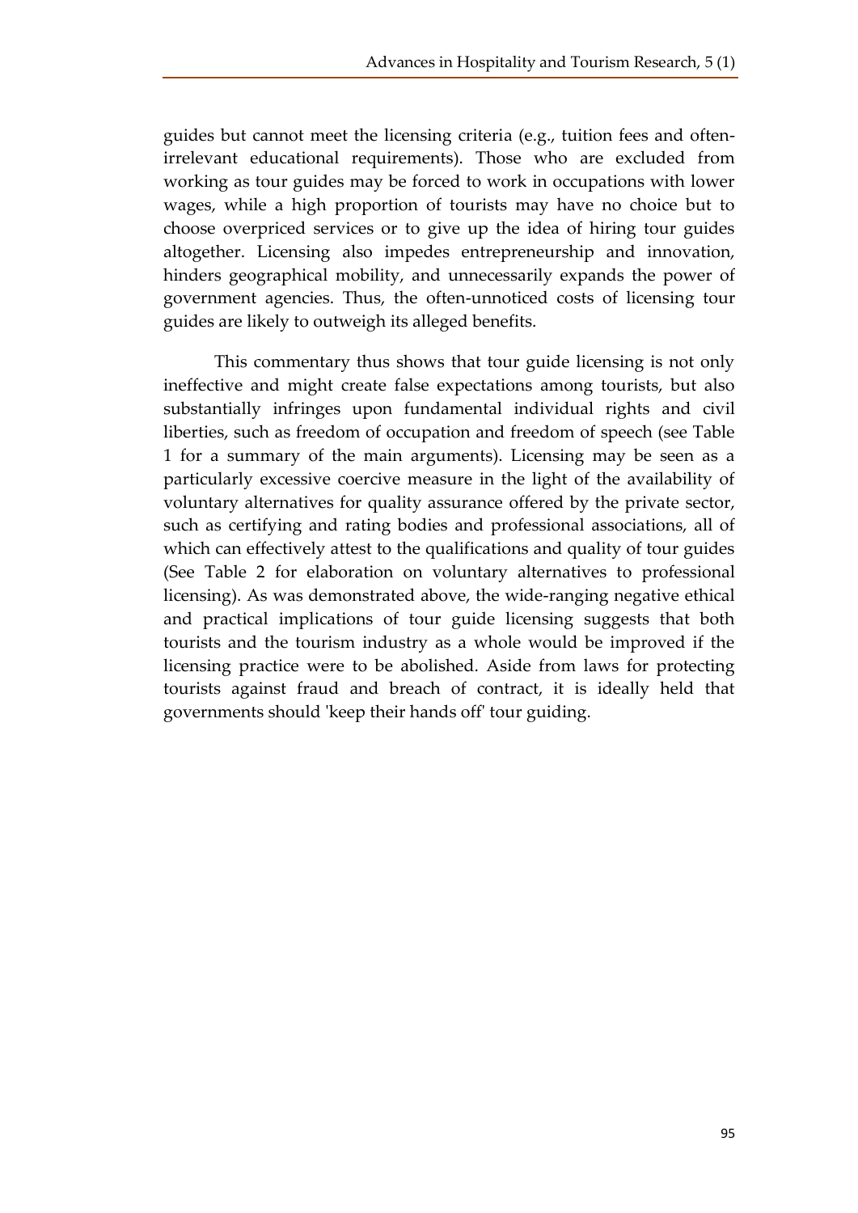guides but cannot meet the licensing criteria (e.g., tuition fees and often-irrelevant educational requirements). Those who are excluded from working as tour guides may be forced to work in occupations with lower wages, while a high proportion of tourists may have no choice but to choose overpriced services or to give up the idea of hiring tour guides altogether. Licensing also impedes entrepreneurship and innovation, hinders geographical mobility, and unnecessarily expands the power of government agencies. Thus, the often-unnoticed costs of licensing tour guides are likely to outweigh its alleged benefits.

This commentary thus shows that tour guide licensing is not only ineffective and might create false expectations among tourists, but also substantially infringes upon fundamental individual rights and civil liberties, such as freedom of occupation and freedom of speech (see Table 1 for a summary of the main arguments). Licensing may be seen as a particularly excessive coercive measure in the light of the availability of voluntary alternatives for quality assurance offered by the private sector, such as certifying and rating bodies and professional associations, all of which can effectively attest to the qualifications and quality of tour guides (See Table 2 for elaboration on voluntary alternatives to professional licensing). As was demonstrated above, the wide-ranging negative ethical and practical implications of tour guide licensing suggests that both tourists and the tourism industry as a whole would be improved if the licensing practice were to be abolished. Aside from laws for protecting tourists against fraud and breach of contract, it is ideally held that governments should 'keep their hands off' tour guiding.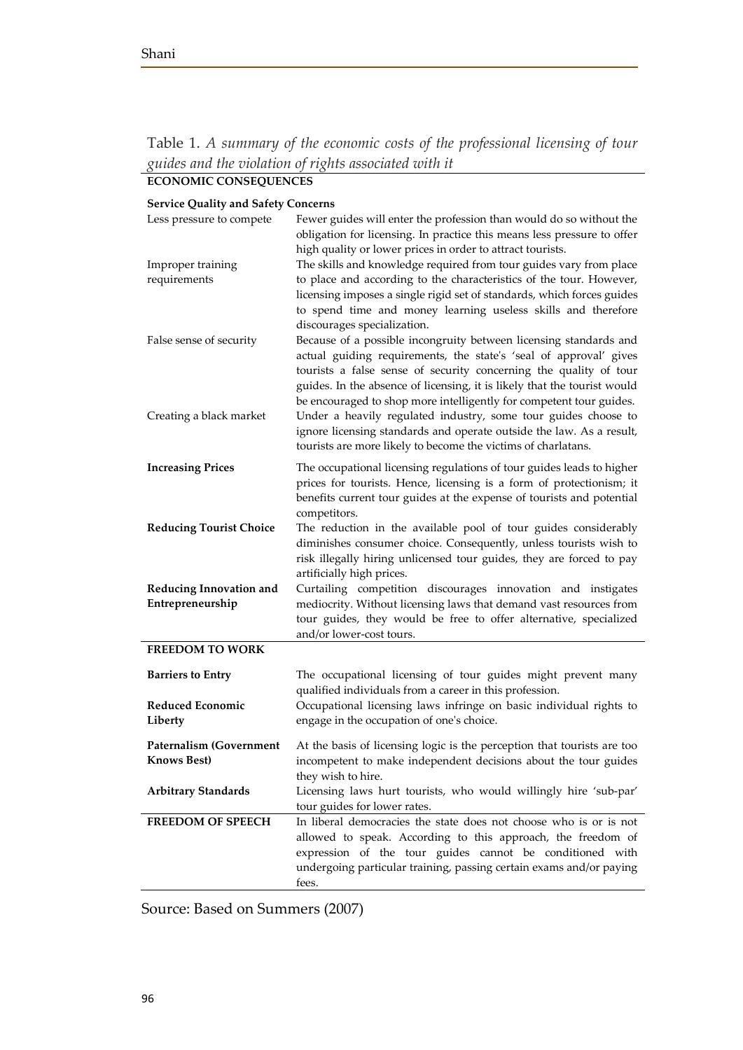Table 1. *A summary of the economic costs of the professional licensing of tour guides and the violation of rights associated with it*

| | |
|---|---|
| **ECONOMIC CONSEQUENCES** | |
| **Service Quality and Safety Concerns** | |
| Less pressure to compete | Fewer guides will enter the profession than would do so without the obligation for licensing. In practice this means less pressure to offer high quality or lower prices in order to attract tourists. |
| Improper training requirements | The skills and knowledge required from tour guides vary from place to place and according to the characteristics of the tour. However, licensing imposes a single rigid set of standards, which forces guides to spend time and money learning useless skills and therefore discourages specialization. |
| False sense of security | Because of a possible incongruity between licensing standards and actual guiding requirements, the state's 'seal of approval' gives tourists a false sense of security concerning the quality of tour guides. In the absence of licensing, it is likely that the tourist would be encouraged to shop more intelligently for competent tour guides. |
| Creating a black market | Under a heavily regulated industry, some tour guides choose to ignore licensing standards and operate outside the law. As a result, tourists are more likely to become the victims of charlatans. |
| **Increasing Prices** | The occupational licensing regulations of tour guides leads to higher prices for tourists. Hence, licensing is a form of protectionism; it benefits current tour guides at the expense of tourists and potential competitors. |
| **Reducing Tourist Choice** | The reduction in the available pool of tour guides considerably diminishes consumer choice. Consequently, unless tourists wish to risk illegally hiring unlicensed tour guides, they are forced to pay artificially high prices. |
| **Reducing Innovation and Entrepreneurship** | Curtailing competition discourages innovation and instigates mediocrity. Without licensing laws that demand vast resources from tour guides, they would be free to offer alternative, specialized and/or lower-cost tours. |
| **FREEDOM TO WORK** | |
| **Barriers to Entry** | The occupational licensing of tour guides might prevent many qualified individuals from a career in this profession. |
| **Reduced Economic Liberty** | Occupational licensing laws infringe on basic individual rights to engage in the occupation of one's choice. |
| **Paternalism (Government Knows Best)** | At the basis of licensing logic is the perception that tourists are too incompetent to make independent decisions about the tour guides they wish to hire. |
| **Arbitrary Standards** | Licensing laws hurt tourists, who would willingly hire 'sub-par' tour guides for lower rates. |
| **FREEDOM OF SPEECH** | In liberal democracies the state does not choose who is or is not allowed to speak. According to this approach, the freedom of expression of the tour guides cannot be conditioned with undergoing particular training, passing certain exams and/or paying fees. |

Source: Based on Summers (2007)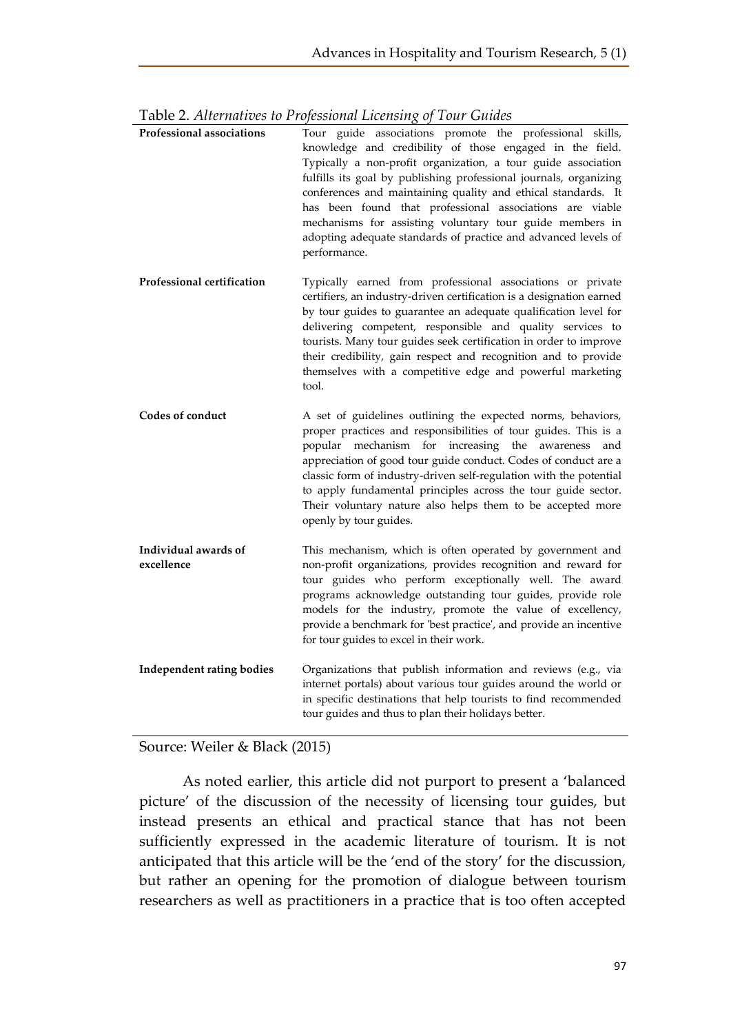Table 2. *Alternatives to Professional Licensing of Tour Guides*

| | |
|---|---|
| **Professional associations** | Tour guide associations promote the professional skills, knowledge and credibility of those engaged in the field. Typically a non-profit organization, a tour guide association fulfills its goal by publishing professional journals, organizing conferences and maintaining quality and ethical standards. It has been found that professional associations are viable mechanisms for assisting voluntary tour guide members in adopting adequate standards of practice and advanced levels of performance. |
| **Professional certification** | Typically earned from professional associations or private certifiers, an industry-driven certification is a designation earned by tour guides to guarantee an adequate qualification level for delivering competent, responsible and quality services to tourists. Many tour guides seek certification in order to improve their credibility, gain respect and recognition and to provide themselves with a competitive edge and powerful marketing tool. |
| **Codes of conduct** | A set of guidelines outlining the expected norms, behaviors, proper practices and responsibilities of tour guides. This is a popular mechanism for increasing the awareness and appreciation of good tour guide conduct. Codes of conduct are a classic form of industry-driven self-regulation with the potential to apply fundamental principles across the tour guide sector. Their voluntary nature also helps them to be accepted more openly by tour guides. |
| **Individual awards of excellence** | This mechanism, which is often operated by government and non-profit organizations, provides recognition and reward for tour guides who perform exceptionally well. The award programs acknowledge outstanding tour guides, provide role models for the industry, promote the value of excellency, provide a benchmark for 'best practice', and provide an incentive for tour guides to excel in their work. |
| **Independent rating bodies** | Organizations that publish information and reviews (e.g., via internet portals) about various tour guides around the world or in specific destinations that help tourists to find recommended tour guides and thus to plan their holidays better. |

Source: Weiler & Black (2015)

As noted earlier, this article did not purport to present a 'balanced picture' of the discussion of the necessity of licensing tour guides, but instead presents an ethical and practical stance that has not been sufficiently expressed in the academic literature of tourism. It is not anticipated that this article will be the 'end of the story' for the discussion, but rather an opening for the promotion of dialogue between tourism researchers as well as practitioners in a practice that is too often accepted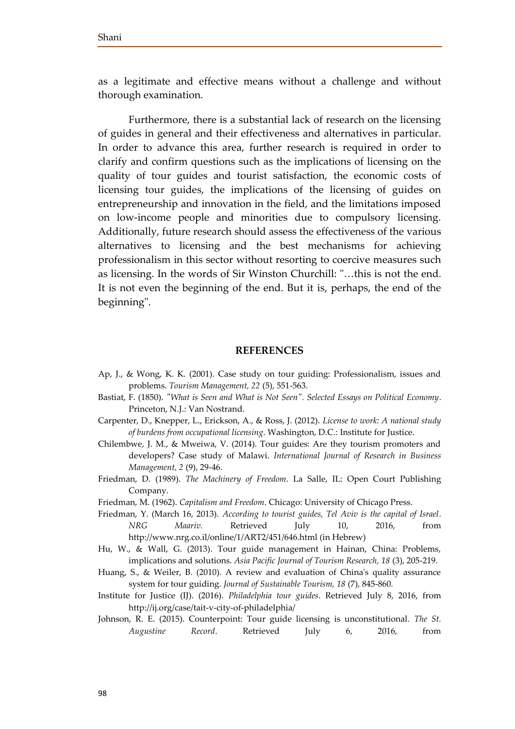as a legitimate and effective means without a challenge and without thorough examination.

Furthermore, there is a substantial lack of research on the licensing of guides in general and their effectiveness and alternatives in particular. In order to advance this area, further research is required in order to clarify and confirm questions such as the implications of licensing on the quality of tour guides and tourist satisfaction, the economic costs of licensing tour guides, the implications of the licensing of guides on entrepreneurship and innovation in the field, and the limitations imposed on low-income people and minorities due to compulsory licensing. Additionally, future research should assess the effectiveness of the various alternatives to licensing and the best mechanisms for achieving professionalism in this sector without resorting to coercive measures such as licensing. In the words of Sir Winston Churchill: "…this is not the end. It is not even the beginning of the end. But it is, perhaps, the end of the beginning".

## REFERENCES

Ap, J., & Wong, K. K. (2001). Case study on tour guiding: Professionalism, issues and problems. *Tourism Management, 22* (5), 551-563.

Bastiat, F. (1850). *"What is Seen and What is Not Seen"*. *Selected Essays on Political Economy*. Princeton, N.J.: Van Nostrand.

Carpenter, D., Knepper, L., Erickson, A., & Ross, J. (2012). *License to work: A national study of burdens from occupational licensing*. Washington, D.C.: Institute for Justice.

Chilembwe, J. M., & Mweiwa, V. (2014). Tour guides: Are they tourism promoters and developers? Case study of Malawi. *International Journal of Research in Business Management, 2* (9), 29-46.

Friedman, D. (1989). *The Machinery of Freedom*. La Salle, IL: Open Court Publishing Company.

Friedman, M. (1962). *Capitalism and Freedom*. Chicago: University of Chicago Press.

Friedman, Y. (March 16, 2013). *According to tourist guides, Tel Aviv is the capital of Israel*. *NRG Maariv.* Retrieved July 10, 2016, from http://www.nrg.co.il/online/1/ART2/451/646.html (in Hebrew)

Hu, W., & Wall, G. (2013). Tour guide management in Hainan, China: Problems, implications and solutions. *Asia Pacific Journal of Tourism Research, 18* (3), 205-219.

Huang, S., & Weiler, B. (2010). A review and evaluation of China's quality assurance system for tour guiding. *Journal of Sustainable Tourism, 18* (7), 845-860.

Institute for Justice (IJ). (2016). *Philadelphia tour guides*. Retrieved July 8, 2016, from http://ij.org/case/tait-v-city-of-philadelphia/

Johnson, R. E. (2015). Counterpoint: Tour guide licensing is unconstitutional. *The St. Augustine Record*. Retrieved July 6, 2016, from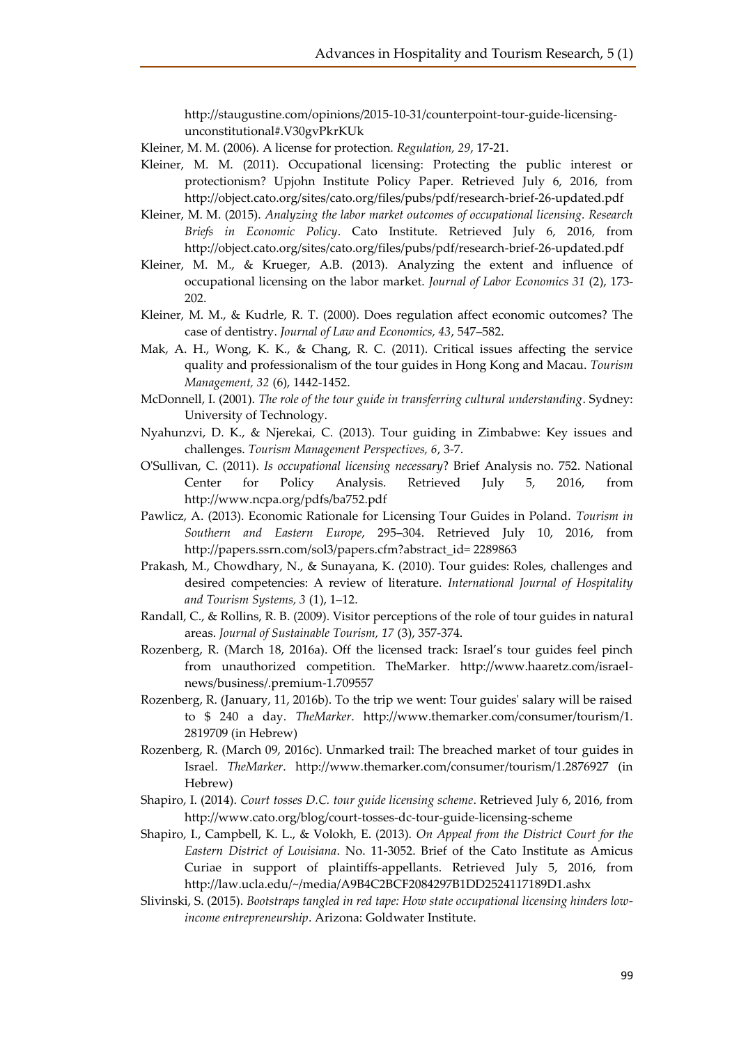http://staugustine.com/opinions/2015-10-31/counterpoint-tour-guide-licensing-unconstitutional#.V30gvPkrKUk

Kleiner, M. M. (2006). A license for protection. *Regulation, 29*, 17-21.

Kleiner, M. M. (2011). Occupational licensing: Protecting the public interest or protectionism? Upjohn Institute Policy Paper. Retrieved July 6, 2016, from http://object.cato.org/sites/cato.org/files/pubs/pdf/research-brief-26-updated.pdf

Kleiner, M. M. (2015). *Analyzing the labor market outcomes of occupational licensing. Research Briefs in Economic Policy*. Cato Institute. Retrieved July 6, 2016, from http://object.cato.org/sites/cato.org/files/pubs/pdf/research-brief-26-updated.pdf

Kleiner, M. M., & Krueger, A.B. (2013). Analyzing the extent and influence of occupational licensing on the labor market. *Journal of Labor Economics 31* (2), 173-202.

Kleiner, M. M., & Kudrle, R. T. (2000). Does regulation affect economic outcomes? The case of dentistry. *Journal of Law and Economics, 43*, 547–582.

Mak, A. H., Wong, K. K., & Chang, R. C. (2011). Critical issues affecting the service quality and professionalism of the tour guides in Hong Kong and Macau. *Tourism Management, 32* (6), 1442-1452.

McDonnell, I. (2001). *The role of the tour guide in transferring cultural understanding*. Sydney: University of Technology.

Nyahunzvi, D. K., & Njerekai, C. (2013). Tour guiding in Zimbabwe: Key issues and challenges. *Tourism Management Perspectives, 6*, 3-7.

O'Sullivan, C. (2011). *Is occupational licensing necessary*? Brief Analysis no. 752. National Center for Policy Analysis. Retrieved July 5, 2016, from http://www.ncpa.org/pdfs/ba752.pdf

Pawlicz, A. (2013). Economic Rationale for Licensing Tour Guides in Poland. *Tourism in Southern and Eastern Europe*, 295–304. Retrieved July 10, 2016, from http://papers.ssrn.com/sol3/papers.cfm?abstract_id= 2289863

Prakash, M., Chowdhary, N., & Sunayana, K. (2010). Tour guides: Roles, challenges and desired competencies: A review of literature. *International Journal of Hospitality and Tourism Systems, 3* (1), 1–12.

Randall, C., & Rollins, R. B. (2009). Visitor perceptions of the role of tour guides in natural areas. *Journal of Sustainable Tourism, 17* (3), 357-374.

Rozenberg, R. (March 18, 2016a). Off the licensed track: Israel's tour guides feel pinch from unauthorized competition. TheMarker. http://www.haaretz.com/israel-news/business/.premium-1.709557

Rozenberg, R. (January, 11, 2016b). To the trip we went: Tour guides' salary will be raised to $ 240 a day. *TheMarker*. http://www.themarker.com/consumer/tourism/1.2819709 (in Hebrew)

Rozenberg, R. (March 09, 2016c). Unmarked trail: The breached market of tour guides in Israel. *TheMarker*. http://www.themarker.com/consumer/tourism/1.2876927 (in Hebrew)

Shapiro, I. (2014). *Court tosses D.C. tour guide licensing scheme*. Retrieved July 6, 2016, from http://www.cato.org/blog/court-tosses-dc-tour-guide-licensing-scheme

Shapiro, I., Campbell, K. L., & Volokh, E. (2013). *On Appeal from the District Court for the Eastern District of Louisiana*. No. 11-3052. Brief of the Cato Institute as Amicus Curiae in support of plaintiffs-appellants. Retrieved July 5, 2016, from http://law.ucla.edu/~/media/A9B4C2BCF2084297B1DD2524117189D1.ashx

Slivinski, S. (2015). *Bootstraps tangled in red tape: How state occupational licensing hinders low-income entrepreneurship*. Arizona: Goldwater Institute.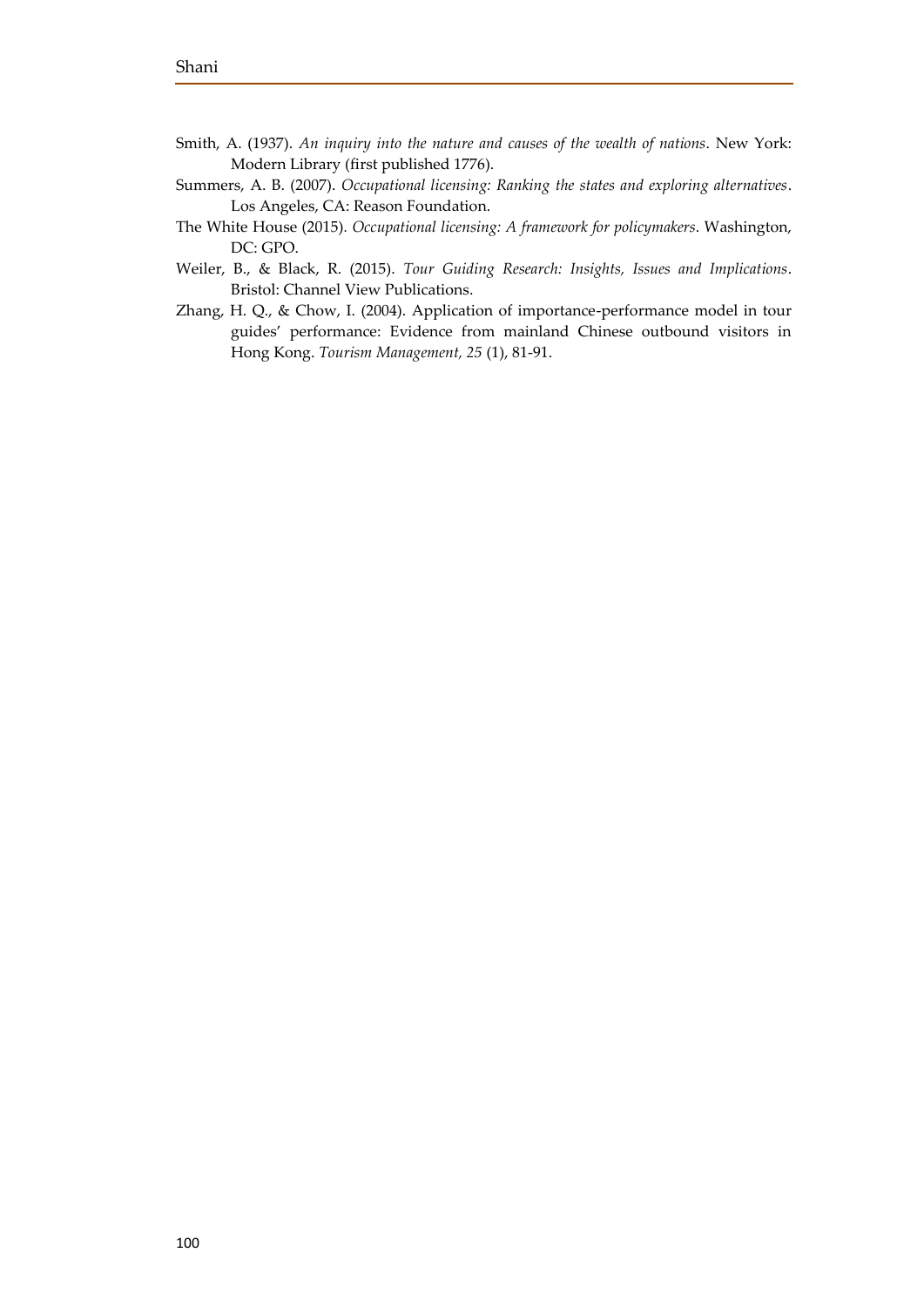Smith, A. (1937). *An inquiry into the nature and causes of the wealth of nations*. New York: Modern Library (first published 1776).

Summers, A. B. (2007). *Occupational licensing: Ranking the states and exploring alternatives*. Los Angeles, CA: Reason Foundation.

The White House (2015). *Occupational licensing: A framework for policymakers*. Washington, DC: GPO.

Weiler, B., & Black, R. (2015). *Tour Guiding Research: Insights, Issues and Implications*. Bristol: Channel View Publications.

Zhang, H. Q., & Chow, I. (2004). Application of importance-performance model in tour guides' performance: Evidence from mainland Chinese outbound visitors in Hong Kong. *Tourism Management, 25* (1), 81-91.